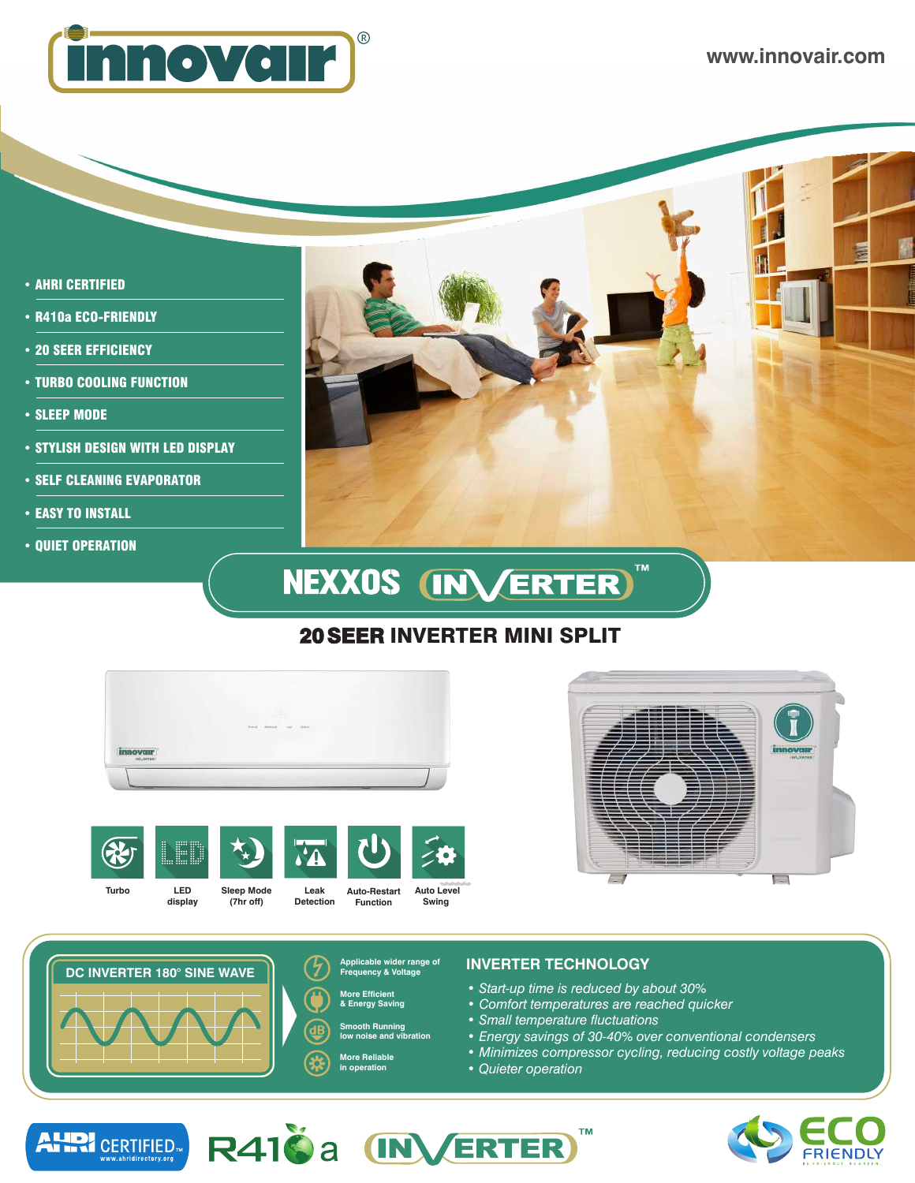# innovair®

www.innovair.com

- AHRI CERTIFIED
- R410a ECO-FRIENDLY
- 20 SEER EFFICIENCY
- TURBO COOLING FUNCTION
- SLEEP MODE
- STYLISH DESIGN WITH LED DISPLAY
- SELF CLEANING EVAPORATOR
- EASY TO INSTALL
- QUIET OPERATION

## NEXXOS INVERTER™

### 20 SEER INVERTER MINI SPLIT

Turbo | LED display | Sleep Mode (7hr off) | Leak Detection | Auto-Restart Function | Auto Level Swing

### DC INVERTER 180° SINE WAVE

- Applicable wider range of Frequency & Voltage
- More Efficient & Energy Saving
- Smooth Running low noise and vibration
- More Reliable in operation

### INVERTER TECHNOLOGY

- *Start-up time is reduced by about 30%*
- *Comfort temperatures are reached quicker*
- *Small temperature fluctuations*
- *Energy savings of 30-40% over conventional condensers*
- *Minimizes compressor cycling, reducing costly voltage peaks*
- *Quieter operation*

AHRI CERTIFIED™ www.ahridirectory.org

R410a

INVERTER™

ECO FRIENDLY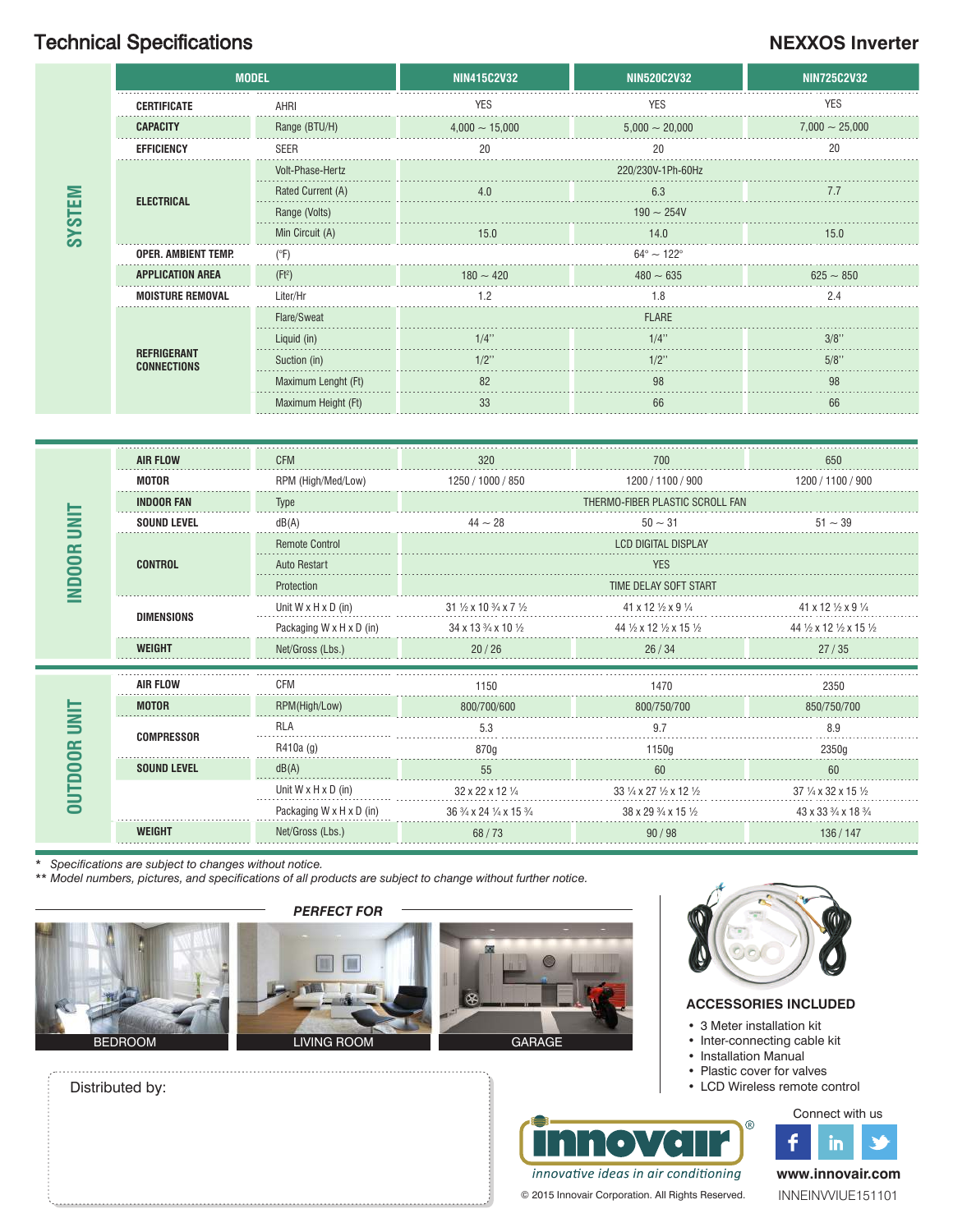# Technical Specifications

## NEXXOS Inverter

| | MODEL | | NIN415C2V32 | NIN520C2V32 | NIN725C2V32 |
|---|---|---|---|---|---|
| SYSTEM | CERTIFICATE | AHRI | YES | YES | YES |
| | CAPACITY | Range (BTU/H) | 4,000 ~ 15,000 | 5,000 ~ 20,000 | 7,000 ~ 25,000 |
| | EFFICIENCY | SEER | 20 | 20 | 20 |
| | ELECTRICAL | Volt-Phase-Hertz | 220/230V-1Ph-60Hz | | |
| | | Rated Current (A) | 4.0 | 6.3 | 7.7 |
| | | Range (Volts) | 190 ~ 254V | | |
| | | Min Circuit (A) | 15.0 | 14.0 | 15.0 |
| | OPER. AMBIENT TEMP. | (°F) | 64° ~ 122° | | |
| | APPLICATION AREA | (Ft²) | 180 ~ 420 | 480 ~ 635 | 625 ~ 850 |
| | MOISTURE REMOVAL | Liter/Hr | 1.2 | 1.8 | 2.4 |
| | REFRIGERANT CONNECTIONS | Flare/Sweat | FLARE | | |
| | | Liquid (in) | 1/4'' | 1/4'' | 3/8'' |
| | | Suction (in) | 1/2'' | 1/2'' | 5/8'' |
| | | Maximum Lenght (Ft) | 82 | 98 | 98 |
| | | Maximum Height (Ft) | 33 | 66 | 66 |
| INDOOR UNIT | AIR FLOW | CFM | 320 | 700 | 650 |
| | MOTOR | RPM (High/Med/Low) | 1250 / 1000 / 850 | 1200 / 1100 / 900 | 1200 / 1100 / 900 |
| | INDOOR FAN | Type | THERMO-FIBER PLASTIC SCROLL FAN | | |
| | SOUND LEVEL | dB(A) | 44 ~ 28 | 50 ~ 31 | 51 ~ 39 |
| | CONTROL | Remote Control | LCD DIGITAL DISPLAY | | |
| | | Auto Restart | YES | | |
| | | Protection | TIME DELAY SOFT START | | |
| | DIMENSIONS | Unit W x H x D (in) | 31 ½ x 10 ¾ x 7 ½ | 41 x 12 ½ x 9 ¼ | 41 x 12 ½ x 9 ¼ |
| | | Packaging W x H x D (in) | 34 x 13 ¾ x 10 ½ | 44 ½ x 12 ½ x 15 ½ | 44 ½ x 12 ½ x 15 ½ |
| | WEIGHT | Net/Gross (Lbs.) | 20 / 26 | 26 / 34 | 27 / 35 |
| OUTDOOR UNIT | AIR FLOW | CFM | 1150 | 1470 | 2350 |
| | MOTOR | RPM(High/Low) | 800/700/600 | 800/750/700 | 850/750/700 |
| | COMPRESSOR | RLA | 5.3 | 9.7 | 8.9 |
| | | R410a (g) | 870g | 1150g | 2350g |
| | SOUND LEVEL | dB(A) | 55 | 60 | 60 |
| | | Unit W x H x D (in) | 32 x 22 x 12 ¼ | 33 ¼ x 27 ½ x 12 ½ | 37 ¼ x 32 x 15 ½ |
| | | Packaging W x H x D (in) | 36 ¾ x 24 ¼ x 15 ¾ | 38 x 29 ¾ x 15 ½ | 43 x 33 ¾ x 18 ¾ |
| | WEIGHT | Net/Gross (Lbs.) | 68 / 73 | 90 / 98 | 136 / 147 |

*\* Specifications are subject to changes without notice.*
*\*\* Model numbers, pictures, and specifications of all products are subject to change without further notice.*

**PERFECT FOR**

BEDROOM

LIVING ROOM

GARAGE

Distributed by:

### ACCESSORIES INCLUDED

- 3 Meter installation kit
- Inter-connecting cable kit
- Installation Manual
- Plastic cover for valves
- LCD Wireless remote control

innovair®
*innovative ideas in air conditioning*

© 2015 Innovair Corporation. All Rights Reserved.

Connect with us

www.innovair.com

INNEINVVIUE151101